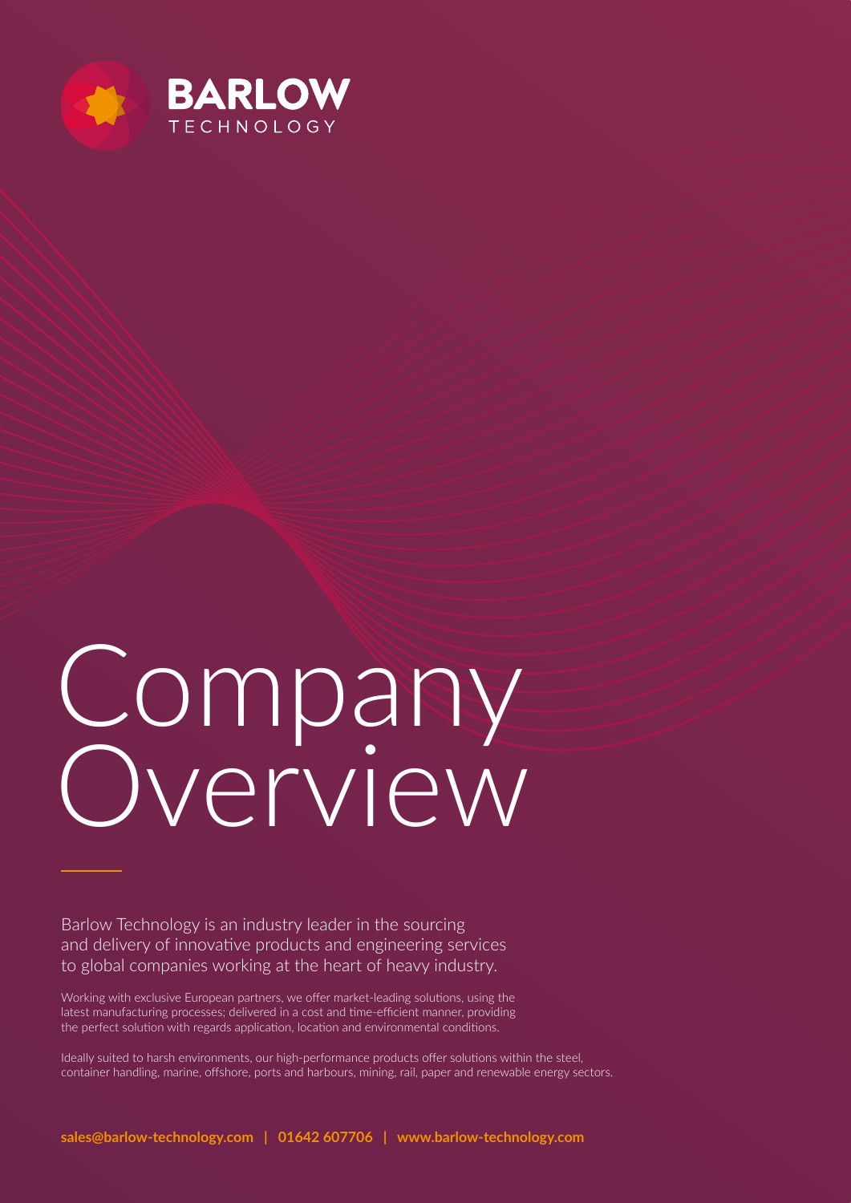BARLOW TECHNOLOGY

# Company Overview

Barlow Technology is an industry leader in the sourcing and delivery of innovative products and engineering services to global companies working at the heart of heavy industry.

Working with exclusive European partners, we offer market-leading solutions, using the latest manufacturing processes; delivered in a cost and time-efficient manner, providing the perfect solution with regards application, location and environmental conditions.

Ideally suited to harsh environments, our high-performance products offer solutions within the steel, container handling, marine, offshore, ports and harbours, mining, rail, paper and renewable energy sectors.

**sales@barlow-technology.com | 01642 607706 | www.barlow-technology.com**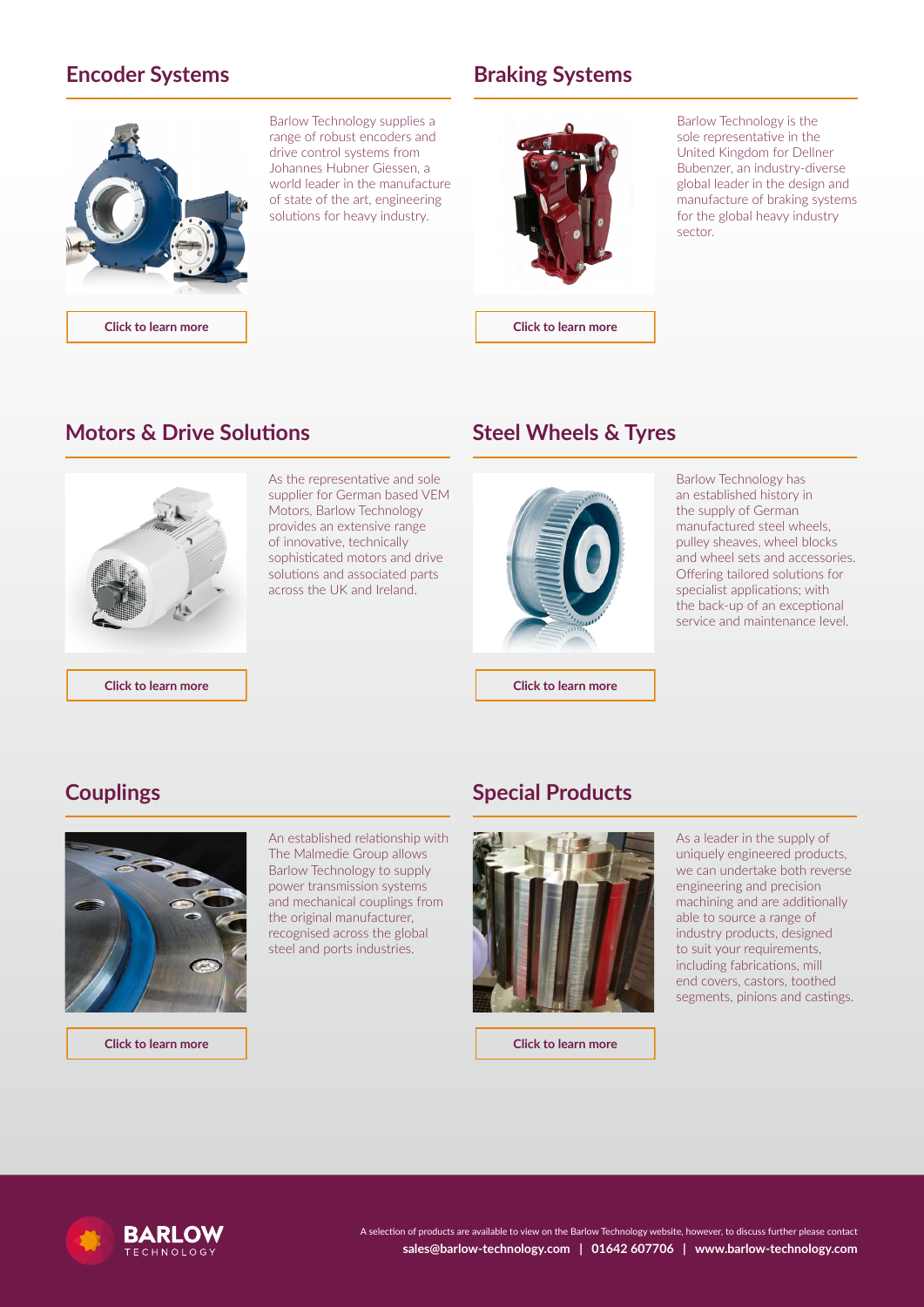## Encoder Systems

Barlow Technology supplies a range of robust encoders and drive control systems from Johannes Hubner Giessen, a world leader in the manufacture of state of the art, engineering solutions for heavy industry.

Click to learn more

## Braking Systems

Barlow Technology is the sole representative in the United Kingdom for Dellner Bubenzer, an industry-diverse global leader in the design and manufacture of braking systems for the global heavy industry sector.

Click to learn more

## Motors & Drive Solutions

As the representative and sole supplier for German based VEM Motors, Barlow Technology provides an extensive range of innovative, technically sophisticated motors and drive solutions and associated parts across the UK and Ireland.

Click to learn more

## Steel Wheels & Tyres

Barlow Technology has an established history in the supply of German manufactured steel wheels, pulley sheaves, wheel blocks and wheel sets and accessories. Offering tailored solutions for specialist applications; with the back-up of an exceptional service and maintenance level.

Click to learn more

## Couplings

An established relationship with The Malmedie Group allows Barlow Technology to supply power transmission systems and mechanical couplings from the original manufacturer, recognised across the global steel and ports industries.

Click to learn more

## Special Products

As a leader in the supply of uniquely engineered products, we can undertake both reverse engineering and precision machining and are additionally able to source a range of industry products, designed to suit your requirements, including fabrications, mill end covers, castors, toothed segments, pinions and castings.

Click to learn more

BARLOW TECHNOLOGY

A selection of products are available to view on the Barlow Technology website, however, to discuss further please contact

**sales@barlow-technology.com | 01642 607706 | www.barlow-technology.com**